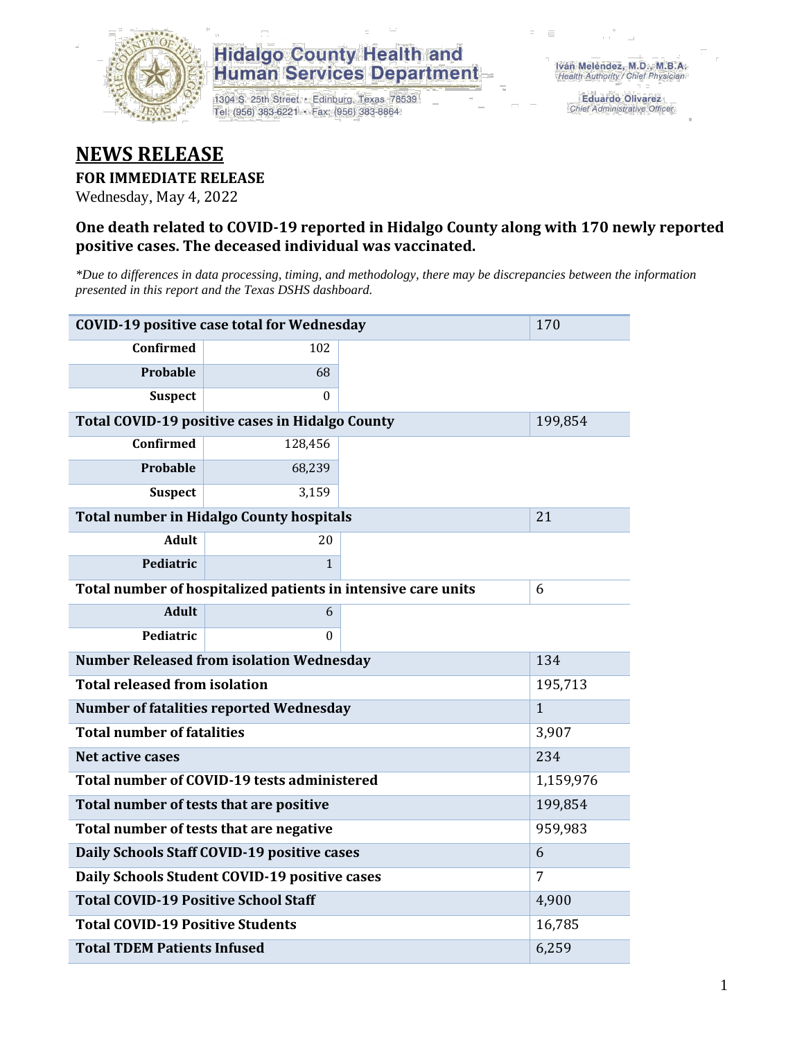Hidalgo County Health and Human Services Department

1304 S. 25th Street • Edinburg, Texas 78539
Tel: (956) 383-6221 • Fax: (956) 383-8864

Iván Meléndez, M.D., M.B.A.
Health Authority / Chief Physician

Eduardo Olivarez
Chief Administrative Officer

# NEWS RELEASE

**FOR IMMEDIATE RELEASE**

Wednesday, May 4, 2022

### One death related to COVID-19 reported in Hidalgo County along with 170 newly reported positive cases. The deceased individual was vaccinated.

*\*Due to differences in data processing, timing, and methodology, there may be discrepancies between the information presented in this report and the Texas DSHS dashboard.*

| **COVID-19 positive case total for Wednesday** | | 170 |
|---|---|---|
| **Confirmed** | 102 | |
| **Probable** | 68 | |
| **Suspect** | 0 | |
| **Total COVID-19 positive cases in Hidalgo County** | | 199,854 |
| **Confirmed** | 128,456 | |
| **Probable** | 68,239 | |
| **Suspect** | 3,159 | |
| **Total number in Hidalgo County hospitals** | | 21 |
| **Adult** | 20 | |
| **Pediatric** | 1 | |
| **Total number of hospitalized patients in intensive care units** | | 6 |
| **Adult** | 6 | |
| **Pediatric** | 0 | |
| **Number Released from isolation Wednesday** | | 134 |
| **Total released from isolation** | | 195,713 |
| **Number of fatalities reported Wednesday** | | 1 |
| **Total number of fatalities** | | 3,907 |
| **Net active cases** | | 234 |
| **Total number of COVID-19 tests administered** | | 1,159,976 |
| **Total number of tests that are positive** | | 199,854 |
| **Total number of tests that are negative** | | 959,983 |
| **Daily Schools Staff COVID-19 positive cases** | | 6 |
| **Daily Schools Student COVID-19 positive cases** | | 7 |
| **Total COVID-19 Positive School Staff** | | 4,900 |
| **Total COVID-19 Positive Students** | | 16,785 |
| **Total TDEM Patients Infused** | | 6,259 |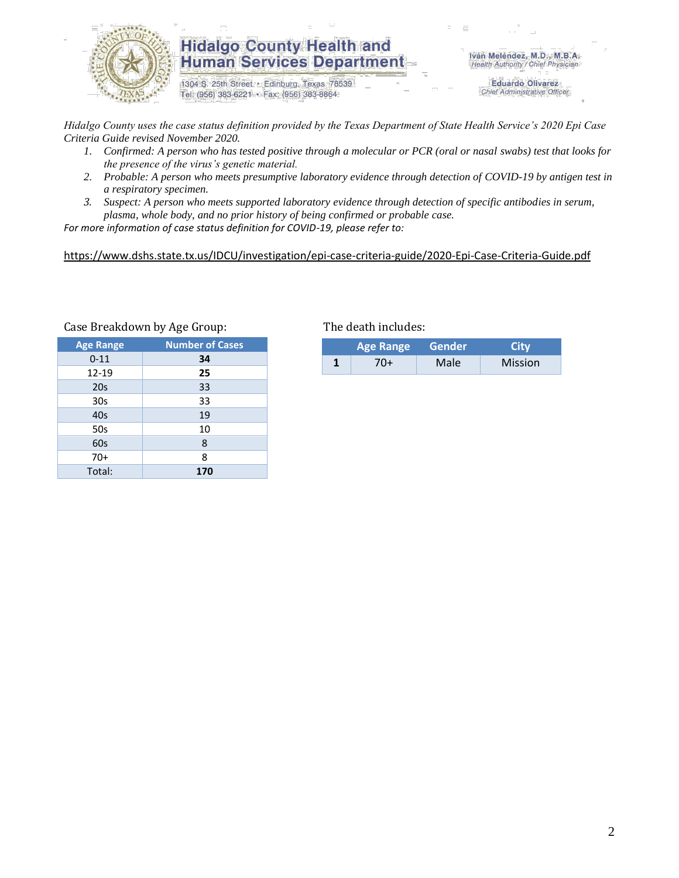# Hidalgo County Health and Human Services Department

1304 S. 25th Street • Edinburg, Texas 78539
Tel: (956) 383-6221 • Fax: (956) 383-8864

Iván Meléndez, M.D., M.B.A.
*Health Authority / Chief Physician*

Eduardo Olivarez
*Chief Administrative Officer*

*Hidalgo County uses the case status definition provided by the Texas Department of State Health Service's 2020 Epi Case Criteria Guide revised November 2020.*

1. *Confirmed: A person who has tested positive through a molecular or PCR (oral or nasal swabs) test that looks for the presence of the virus's genetic material.*
2. *Probable: A person who meets presumptive laboratory evidence through detection of COVID-19 by antigen test in a respiratory specimen.*
3. *Suspect: A person who meets supported laboratory evidence through detection of specific antibodies in serum, plasma, whole body, and no prior history of being confirmed or probable case.*

*For more information of case status definition for COVID-19, please refer to:*

https://www.dshs.state.tx.us/IDCU/investigation/epi-case-criteria-guide/2020-Epi-Case-Criteria-Guide.pdf

Case Breakdown by Age Group:

| Age Range | Number of Cases |
|---|---|
| 0-11 | **34** |
| 12-19 | **25** |
| 20s | 33 |
| 30s | 33 |
| 40s | 19 |
| 50s | 10 |
| 60s | 8 |
| 70+ | 8 |
| Total: | **170** |

The death includes:

| | Age Range | Gender | City |
|---|---|---|---|
| **1** | 70+ | Male | Mission |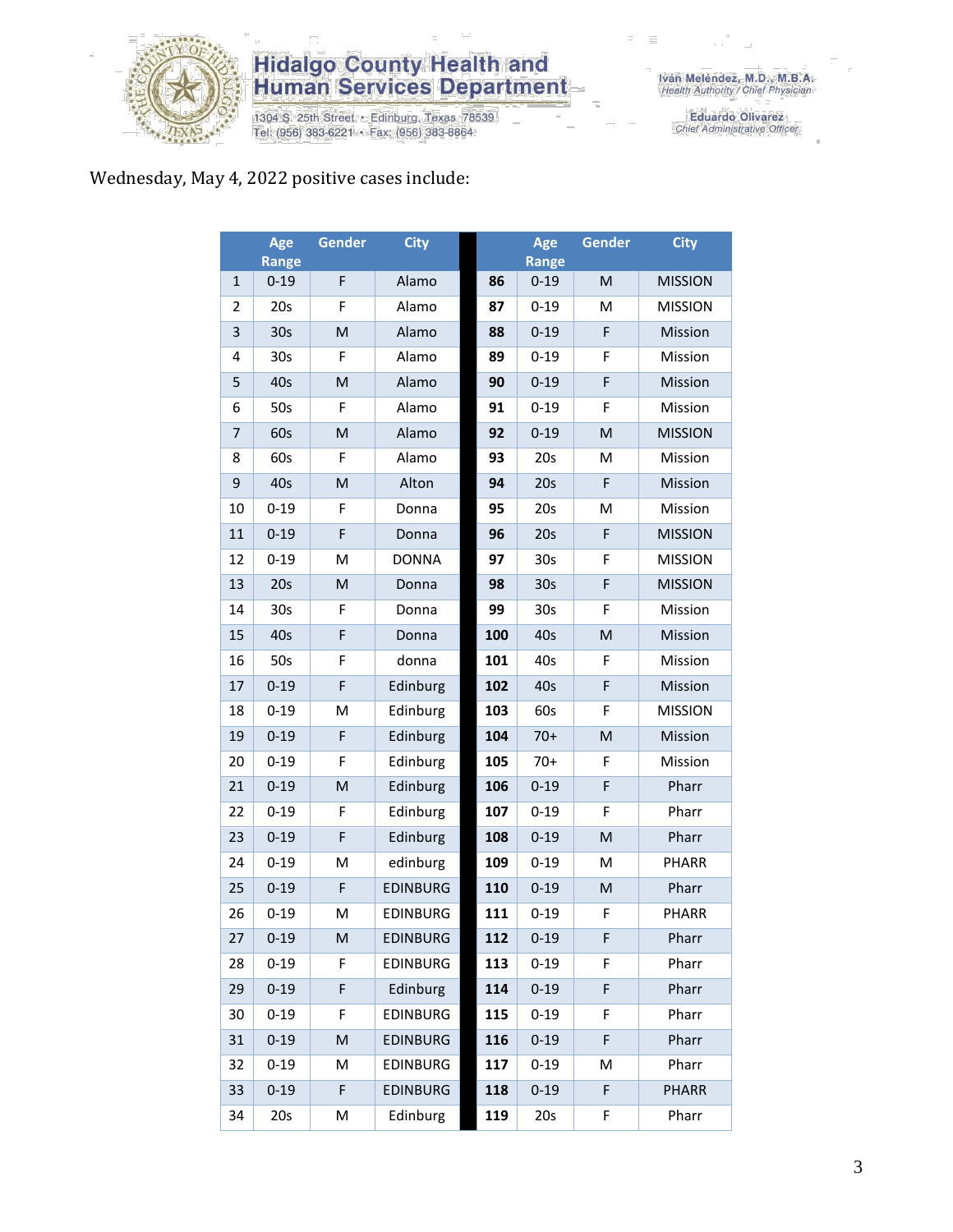Wednesday, May 4, 2022 positive cases include:

| | Age Range | Gender | City | | Age Range | Gender | City |
|---|---|---|---|---|---|---|---|
| 1 | 0-19 | F | Alamo | 86 | 0-19 | M | MISSION |
| 2 | 20s | F | Alamo | 87 | 0-19 | M | MISSION |
| 3 | 30s | M | Alamo | 88 | 0-19 | F | Mission |
| 4 | 30s | F | Alamo | 89 | 0-19 | F | Mission |
| 5 | 40s | M | Alamo | 90 | 0-19 | F | Mission |
| 6 | 50s | F | Alamo | 91 | 0-19 | F | Mission |
| 7 | 60s | M | Alamo | 92 | 0-19 | M | MISSION |
| 8 | 60s | F | Alamo | 93 | 20s | M | Mission |
| 9 | 40s | M | Alton | 94 | 20s | F | Mission |
| 10 | 0-19 | F | Donna | 95 | 20s | M | Mission |
| 11 | 0-19 | F | Donna | 96 | 20s | F | MISSION |
| 12 | 0-19 | M | DONNA | 97 | 30s | F | MISSION |
| 13 | 20s | M | Donna | 98 | 30s | F | MISSION |
| 14 | 30s | F | Donna | 99 | 30s | F | Mission |
| 15 | 40s | F | Donna | 100 | 40s | M | Mission |
| 16 | 50s | F | donna | 101 | 40s | F | Mission |
| 17 | 0-19 | F | Edinburg | 102 | 40s | F | Mission |
| 18 | 0-19 | M | Edinburg | 103 | 60s | F | MISSION |
| 19 | 0-19 | F | Edinburg | 104 | 70+ | M | Mission |
| 20 | 0-19 | F | Edinburg | 105 | 70+ | F | Mission |
| 21 | 0-19 | M | Edinburg | 106 | 0-19 | F | Pharr |
| 22 | 0-19 | F | Edinburg | 107 | 0-19 | F | Pharr |
| 23 | 0-19 | F | Edinburg | 108 | 0-19 | M | Pharr |
| 24 | 0-19 | M | edinburg | 109 | 0-19 | M | PHARR |
| 25 | 0-19 | F | EDINBURG | 110 | 0-19 | M | Pharr |
| 26 | 0-19 | M | EDINBURG | 111 | 0-19 | F | PHARR |
| 27 | 0-19 | M | EDINBURG | 112 | 0-19 | F | Pharr |
| 28 | 0-19 | F | EDINBURG | 113 | 0-19 | F | Pharr |
| 29 | 0-19 | F | Edinburg | 114 | 0-19 | F | Pharr |
| 30 | 0-19 | F | EDINBURG | 115 | 0-19 | F | Pharr |
| 31 | 0-19 | M | EDINBURG | 116 | 0-19 | F | Pharr |
| 32 | 0-19 | M | EDINBURG | 117 | 0-19 | M | Pharr |
| 33 | 0-19 | F | EDINBURG | 118 | 0-19 | F | PHARR |
| 34 | 20s | M | Edinburg | 119 | 20s | F | Pharr |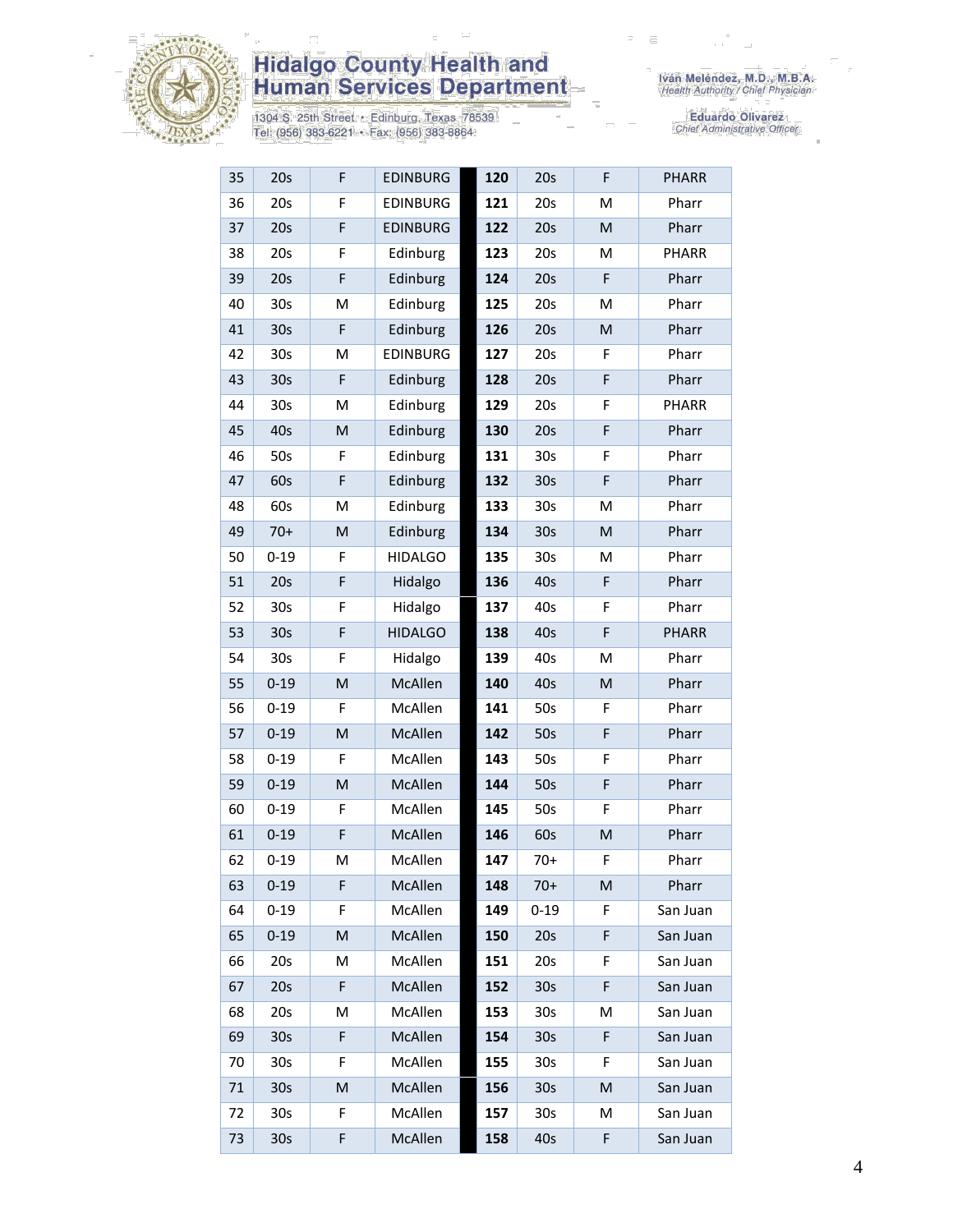| 35 | 20s | F | EDINBURG | 120 | 20s | F | PHARR |
|---|---|---|---|---|---|---|---|
| 36 | 20s | F | EDINBURG | 121 | 20s | M | Pharr |
| 37 | 20s | F | EDINBURG | 122 | 20s | M | Pharr |
| 38 | 20s | F | Edinburg | 123 | 20s | M | PHARR |
| 39 | 20s | F | Edinburg | 124 | 20s | F | Pharr |
| 40 | 30s | M | Edinburg | 125 | 20s | M | Pharr |
| 41 | 30s | F | Edinburg | 126 | 20s | M | Pharr |
| 42 | 30s | M | EDINBURG | 127 | 20s | F | Pharr |
| 43 | 30s | F | Edinburg | 128 | 20s | F | Pharr |
| 44 | 30s | M | Edinburg | 129 | 20s | F | PHARR |
| 45 | 40s | M | Edinburg | 130 | 20s | F | Pharr |
| 46 | 50s | F | Edinburg | 131 | 30s | F | Pharr |
| 47 | 60s | F | Edinburg | 132 | 30s | F | Pharr |
| 48 | 60s | M | Edinburg | 133 | 30s | M | Pharr |
| 49 | 70+ | M | Edinburg | 134 | 30s | M | Pharr |
| 50 | 0-19 | F | HIDALGO | 135 | 30s | M | Pharr |
| 51 | 20s | F | Hidalgo | 136 | 40s | F | Pharr |
| 52 | 30s | F | Hidalgo | 137 | 40s | F | Pharr |
| 53 | 30s | F | HIDALGO | 138 | 40s | F | PHARR |
| 54 | 30s | F | Hidalgo | 139 | 40s | M | Pharr |
| 55 | 0-19 | M | McAllen | 140 | 40s | M | Pharr |
| 56 | 0-19 | F | McAllen | 141 | 50s | F | Pharr |
| 57 | 0-19 | M | McAllen | 142 | 50s | F | Pharr |
| 58 | 0-19 | F | McAllen | 143 | 50s | F | Pharr |
| 59 | 0-19 | M | McAllen | 144 | 50s | F | Pharr |
| 60 | 0-19 | F | McAllen | 145 | 50s | F | Pharr |
| 61 | 0-19 | F | McAllen | 146 | 60s | M | Pharr |
| 62 | 0-19 | M | McAllen | 147 | 70+ | F | Pharr |
| 63 | 0-19 | F | McAllen | 148 | 70+ | M | Pharr |
| 64 | 0-19 | F | McAllen | 149 | 0-19 | F | San Juan |
| 65 | 0-19 | M | McAllen | 150 | 20s | F | San Juan |
| 66 | 20s | M | McAllen | 151 | 20s | F | San Juan |
| 67 | 20s | F | McAllen | 152 | 30s | F | San Juan |
| 68 | 20s | M | McAllen | 153 | 30s | M | San Juan |
| 69 | 30s | F | McAllen | 154 | 30s | F | San Juan |
| 70 | 30s | F | McAllen | 155 | 30s | F | San Juan |
| 71 | 30s | M | McAllen | 156 | 30s | M | San Juan |
| 72 | 30s | F | McAllen | 157 | 30s | M | San Juan |
| 73 | 30s | F | McAllen | 158 | 40s | F | San Juan |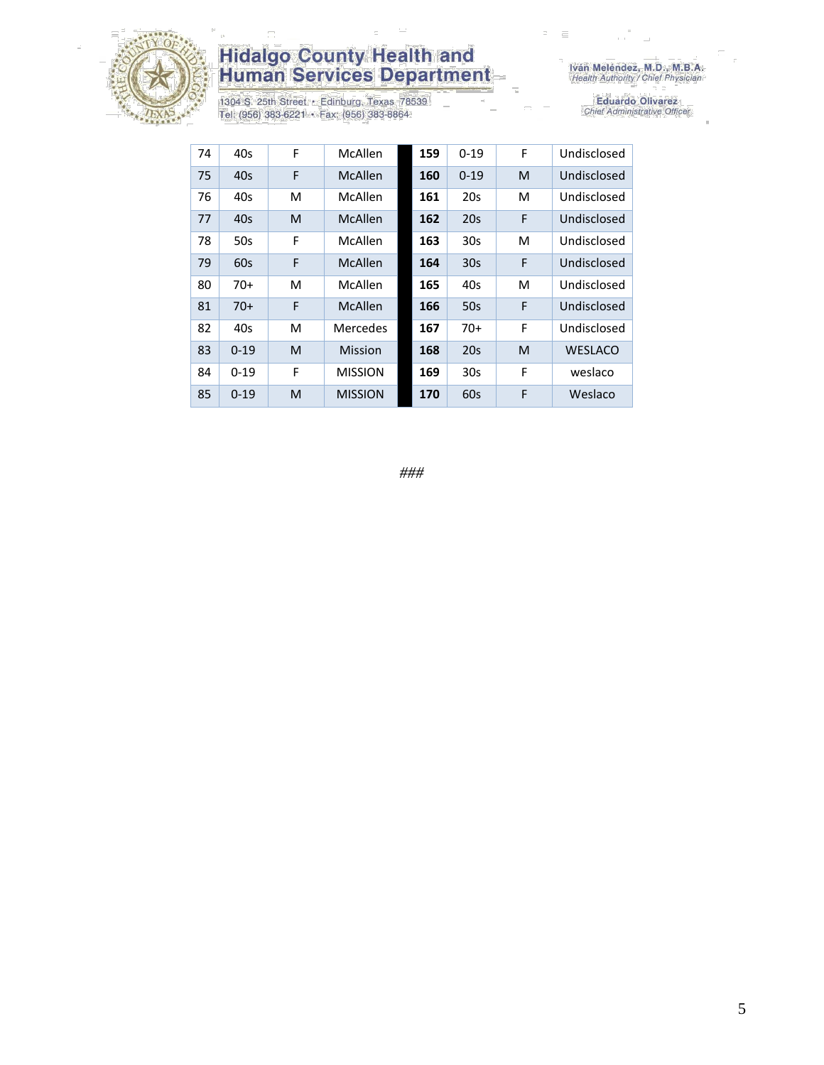| | | | | | | | | | |
|---|---|---|---|---|---|---|---|---|---|
| 74 | 40s | F | McAllen | | **159** | 0-19 | F | Undisclosed |
| 75 | 40s | F | McAllen | | **160** | 0-19 | M | Undisclosed |
| 76 | 40s | M | McAllen | | **161** | 20s | M | Undisclosed |
| 77 | 40s | M | McAllen | | **162** | 20s | F | Undisclosed |
| 78 | 50s | F | McAllen | | **163** | 30s | M | Undisclosed |
| 79 | 60s | F | McAllen | | **164** | 30s | F | Undisclosed |
| 80 | 70+ | M | McAllen | | **165** | 40s | M | Undisclosed |
| 81 | 70+ | F | McAllen | | **166** | 50s | F | Undisclosed |
| 82 | 40s | M | Mercedes | | **167** | 70+ | F | Undisclosed |
| 83 | 0-19 | M | Mission | | **168** | 20s | M | WESLACO |
| 84 | 0-19 | F | MISSION | | **169** | 30s | F | weslaco |
| 85 | 0-19 | M | MISSION | | **170** | 60s | F | Weslaco |

###